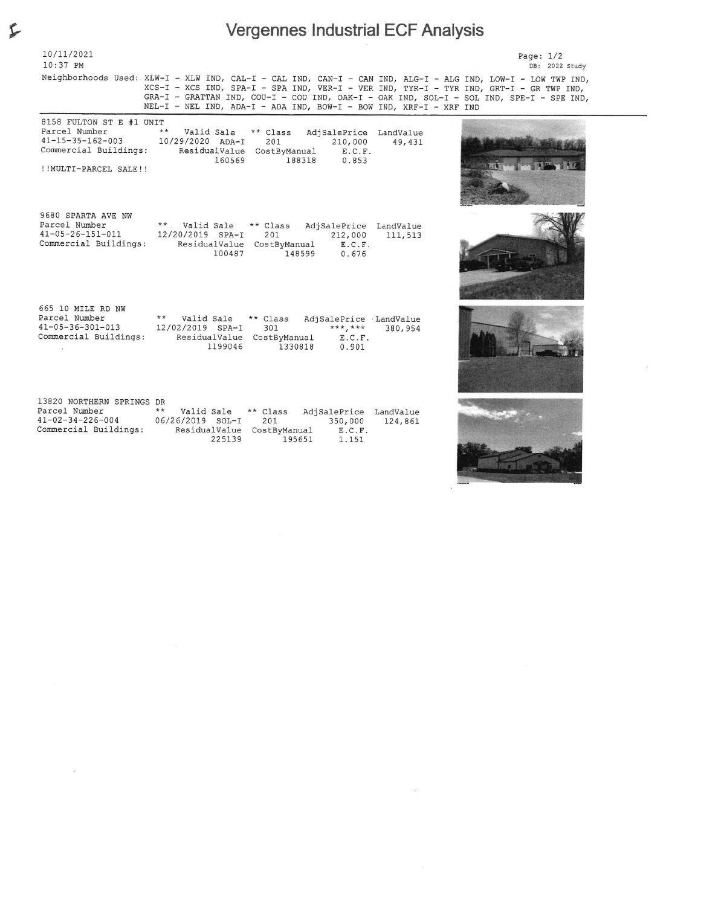# Vergennes Industrial ECF Analysis

10/11/2021
10:37 PM

DB: 2022 Study

Neighborhoods Used: XLW-I - XLW IND, CAL-I - CAL IND, CAN-I - CAN IND, ALG-I - ALG IND, LOW-I - LOW TWP IND, XCS-I - XCS IND, SPA-I - SPA IND, VER-I - VER IND, TYR-I - TYR IND, GRT-I - GR TWP IND, GRA-I - GRATTAN IND, COU-I - COU IND, OAK-I - OAK IND, SOL-I - SOL IND, SPE-I - SPE IND, NEL-I - NEL IND, ADA-I - ADA IND, BOW-I - BOW IND, XRF-I - XRF IND

---

**8158 FULTON ST E #1 UNIT**

| Parcel Number | ** Valid Sale | ** Class | AdjSalePrice | LandValue |
|---|---|---|---|---|
| 41-15-35-162-003 | 10/29/2020 ADA-I | 201 | 210,000 | 49,431 |
| Commercial Buildings: | ResidualValue | CostByManual | E.C.F. | |
| | 160569 | 188318 | 0.853 | |

!!MULTI-PARCEL SALE!!

---

**9680 SPARTA AVE NW**

| Parcel Number | ** Valid Sale | ** Class | AdjSalePrice | LandValue |
|---|---|---|---|---|
| 41-05-26-151-011 | 12/20/2019 SPA-I | 201 | 212,000 | 111,513 |
| Commercial Buildings: | ResidualValue | CostByManual | E.C.F. | |
| | 100487 | 148599 | 0.676 | |

---

**665 10 MILE RD NW**

| Parcel Number | ** Valid Sale | ** Class | AdjSalePrice | LandValue |
|---|---|---|---|---|
| 41-05-36-301-013 | 12/02/2019 SPA-I | 301 | ***,*** | 380,954 |
| Commercial Buildings: | ResidualValue | CostByManual | E.C.F. | |
| | 1199046 | 1330818 | 0.901 | |

---

**13820 NORTHERN SPRINGS DR**

| Parcel Number | ** Valid Sale | ** Class | AdjSalePrice | LandValue |
|---|---|---|---|---|
| 41-02-34-226-004 | 06/26/2019 SOL-I | 201 | 350,000 | 124,861 |
| Commercial Buildings: | ResidualValue | CostByManual | E.C.F. | |
| | 225139 | 195651 | 1.151 | |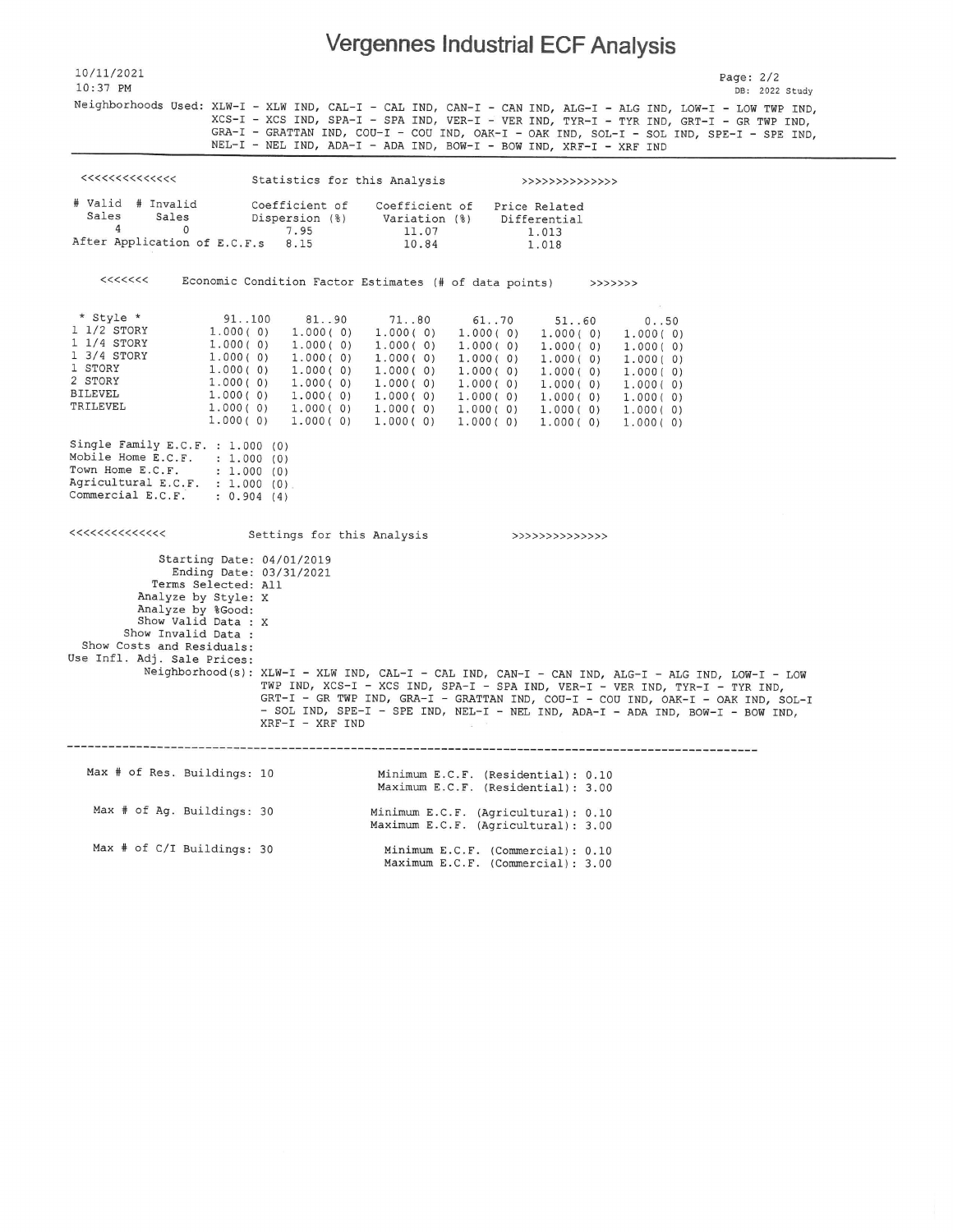# Vergennes Industrial ECF Analysis

10/11/2021
10:37 PM

DB: 2022 Study

Neighborhoods Used: XLW-I - XLW IND, CAL-I - CAL IND, CAN-I - CAN IND, ALG-I - ALG IND, LOW-I - LOW TWP IND, XCS-I - XCS IND, SPA-I - SPA IND, VER-I - VER IND, TYR-I - TYR IND, GRT-I - GR TWP IND, GRA-I - GRATTAN IND, COU-I - COU IND, OAK-I - OAK IND, SOL-I - SOL IND, SPE-I - SPE IND, NEL-I - NEL IND, ADA-I - ADA IND, BOW-I - BOW IND, XRF-I - XRF IND

---

<<<<<<<<<<<<<< Statistics for this Analysis >>>>>>>>>>>>>>

| # Valid Sales | # Invalid Sales | Coefficient of Dispersion (%) | Coefficient of Variation (%) | Price Related Differential |
|---|---|---|---|---|
| 4 | 0 | 7.95 | 11.07 | 1.013 |
| After Application of E.C.F.s | | 8.15 | 10.84 | 1.018 |

<<<<<<< Economic Condition Factor Estimates (# of data points) >>>>>>>

| * Style * | 91..100 | 81..90 | 71..80 | 61..70 | 51..60 | 0..50 |
|---|---|---|---|---|---|---|
| 1 1/2 STORY | 1.000( 0) | 1.000( 0) | 1.000( 0) | 1.000( 0) | 1.000( 0) | 1.000( 0) |
| 1 1/4 STORY | 1.000( 0) | 1.000( 0) | 1.000( 0) | 1.000( 0) | 1.000( 0) | 1.000( 0) |
| 1 3/4 STORY | 1.000( 0) | 1.000( 0) | 1.000( 0) | 1.000( 0) | 1.000( 0) | 1.000( 0) |
| 1 STORY | 1.000( 0) | 1.000( 0) | 1.000( 0) | 1.000( 0) | 1.000( 0) | 1.000( 0) |
| 2 STORY | 1.000( 0) | 1.000( 0) | 1.000( 0) | 1.000( 0) | 1.000( 0) | 1.000( 0) |
| BILEVEL | 1.000( 0) | 1.000( 0) | 1.000( 0) | 1.000( 0) | 1.000( 0) | 1.000( 0) |
| TRILEVEL | 1.000( 0) | 1.000( 0) | 1.000( 0) | 1.000( 0) | 1.000( 0) | 1.000( 0) |
| | 1.000( 0) | 1.000( 0) | 1.000( 0) | 1.000( 0) | 1.000( 0) | 1.000( 0) |

Single Family E.C.F. : 1.000 (0)
Mobile Home E.C.F. : 1.000 (0)
Town Home E.C.F. : 1.000 (0)
Agricultural E.C.F. : 1.000 (0)
Commercial E.C.F. : 0.904 (4)

<<<<<<<<<<<<<< Settings for this Analysis >>>>>>>>>>>>>>

Starting Date: 04/01/2019
Ending Date: 03/31/2021
Terms Selected: All
Analyze by Style: X
Analyze by %Good:
Show Valid Data : X
Show Invalid Data :
Show Costs and Residuals:
Use Infl. Adj. Sale Prices:
Neighborhood(s): XLW-I - XLW IND, CAL-I - CAL IND, CAN-I - CAN IND, ALG-I - ALG IND, LOW-I - LOW TWP IND, XCS-I - XCS IND, SPA-I - SPA IND, VER-I - VER IND, TYR-I - TYR IND, GRT-I - GR TWP IND, GRA-I - GRATTAN IND, COU-I - COU IND, OAK-I - OAK IND, SOL-I - SOL IND, SPE-I - SPE IND, NEL-I - NEL IND, ADA-I - ADA IND, BOW-I - BOW IND, XRF-I - XRF IND

---

| | |
|---|---|
| Max # of Res. Buildings: 10 | Minimum E.C.F. (Residential): 0.10<br>Maximum E.C.F. (Residential): 3.00 |
| Max # of Ag. Buildings: 30 | Minimum E.C.F. (Agricultural): 0.10<br>Maximum E.C.F. (Agricultural): 3.00 |
| Max # of C/I Buildings: 30 | Minimum E.C.F. (Commercial): 0.10<br>Maximum E.C.F. (Commercial): 3.00 |